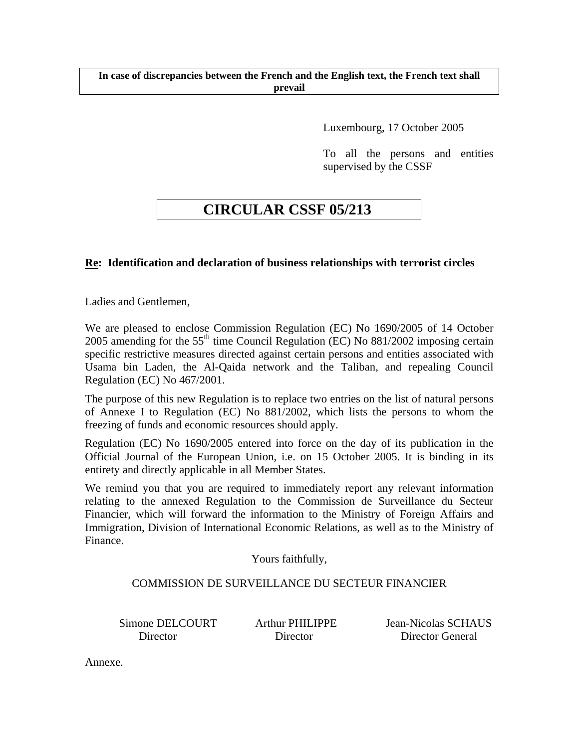**In case of discrepancies between the French and the English text, the French text shall prevail**

Luxembourg, 17 October 2005

To all the persons and entities supervised by the CSSF

# CIRCULAR CSSF 05/213

**Re: Identification and declaration of business relationships with terrorist circles**

Ladies and Gentlemen,

We are pleased to enclose Commission Regulation (EC) No 1690/2005 of 14 October 2005 amending for the 55th time Council Regulation (EC) No 881/2002 imposing certain specific restrictive measures directed against certain persons and entities associated with Usama bin Laden, the Al-Qaida network and the Taliban, and repealing Council Regulation (EC) No 467/2001.

The purpose of this new Regulation is to replace two entries on the list of natural persons of Annexe I to Regulation (EC) No 881/2002, which lists the persons to whom the freezing of funds and economic resources should apply.

Regulation (EC) No 1690/2005 entered into force on the day of its publication in the Official Journal of the European Union, i.e. on 15 October 2005. It is binding in its entirety and directly applicable in all Member States.

We remind you that you are required to immediately report any relevant information relating to the annexed Regulation to the Commission de Surveillance du Secteur Financier, which will forward the information to the Ministry of Foreign Affairs and Immigration, Division of International Economic Relations, as well as to the Ministry of Finance.

Yours faithfully,

COMMISSION DE SURVEILLANCE DU SECTEUR FINANCIER

| Simone DELCOURT | Arthur PHILIPPE | Jean-Nicolas SCHAUS |
|---|---|---|
| Director | Director | Director General |

Annexe.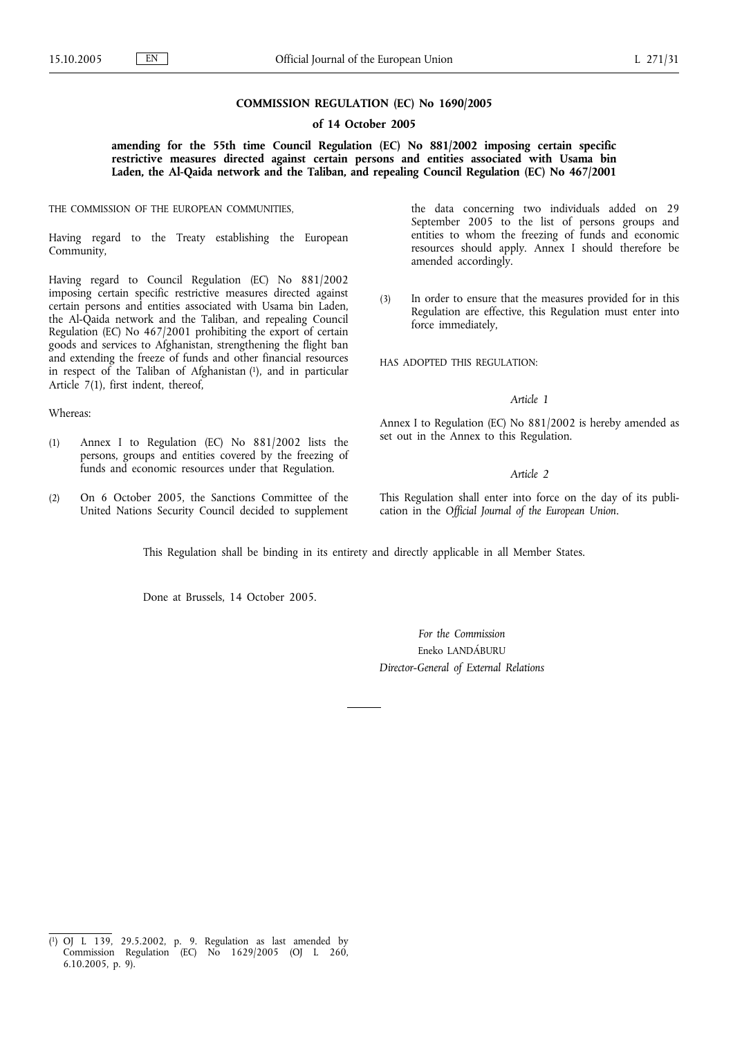**COMMISSION REGULATION (EC) No 1690/2005**

**of 14 October 2005**

**amending for the 55th time Council Regulation (EC) No 881/2002 imposing certain specific restrictive measures directed against certain persons and entities associated with Usama bin Laden, the Al-Qaida network and the Taliban, and repealing Council Regulation (EC) No 467/2001**

THE COMMISSION OF THE EUROPEAN COMMUNITIES,

Having regard to the Treaty establishing the European Community,

Having regard to Council Regulation (EC) No 881/2002 imposing certain specific restrictive measures directed against certain persons and entities associated with Usama bin Laden, the Al-Qaida network and the Taliban, and repealing Council Regulation (EC) No 467/2001 prohibiting the export of certain goods and services to Afghanistan, strengthening the flight ban and extending the freeze of funds and other financial resources in respect of the Taliban of Afghanistan [1], and in particular Article 7(1), first indent, thereof,

Whereas:

(1) Annex I to Regulation (EC) No 881/2002 lists the persons, groups and entities covered by the freezing of funds and economic resources under that Regulation.

(2) On 6 October 2005, the Sanctions Committee of the United Nations Security Council decided to supplement the data concerning two individuals added on 29 September 2005 to the list of persons groups and entities to whom the freezing of funds and economic resources should apply. Annex I should therefore be amended accordingly.

(3) In order to ensure that the measures provided for in this Regulation are effective, this Regulation must enter into force immediately,

HAS ADOPTED THIS REGULATION:

*Article 1*

Annex I to Regulation (EC) No 881/2002 is hereby amended as set out in the Annex to this Regulation.

*Article 2*

This Regulation shall enter into force on the day of its publication in the *Official Journal of the European Union*.

This Regulation shall be binding in its entirety and directly applicable in all Member States.

Done at Brussels, 14 October 2005.

*For the Commission*

Eneko LANDÁBURU

*Director-General of External Relations*

---

[1] OJ L 139, 29.5.2002, p. 9. Regulation as last amended by Commission Regulation (EC) No 1629/2005 (OJ L 260, 6.10.2005, p. 9).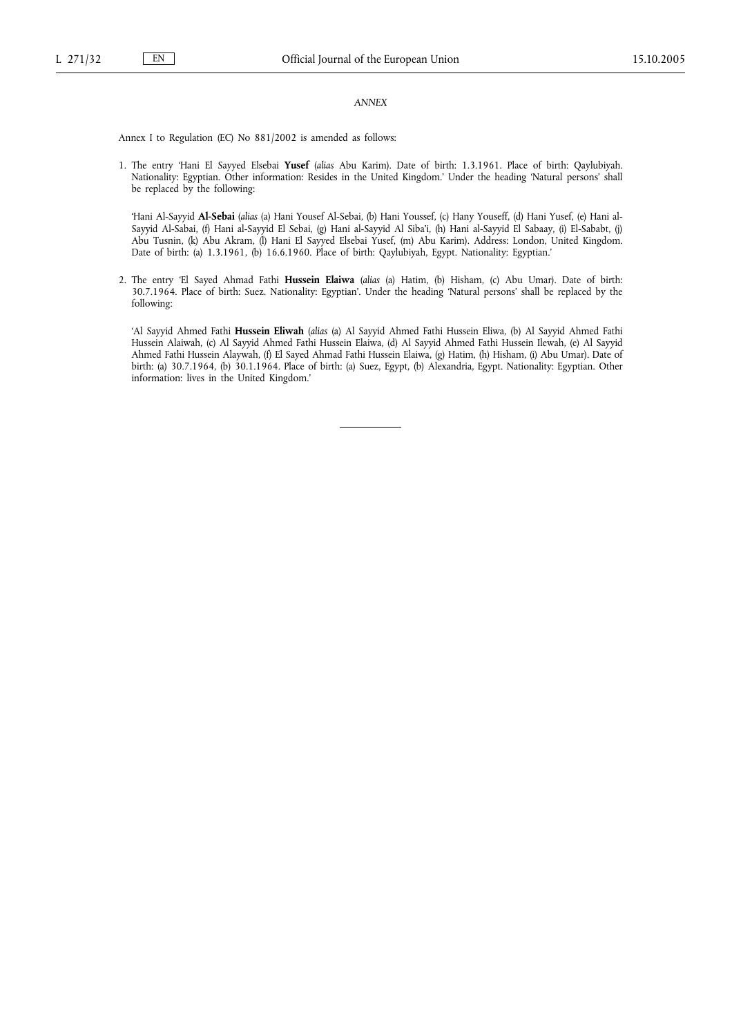*ANNEX*

Annex I to Regulation (EC) No 881/2002 is amended as follows:

1. The entry 'Hani El Sayyed Elsebai **Yusef** (*alias* Abu Karim). Date of birth: 1.3.1961. Place of birth: Qaylubiyah. Nationality: Egyptian. Other information: Resides in the United Kingdom.' Under the heading 'Natural persons' shall be replaced by the following:

   'Hani Al-Sayyid **Al-Sebai** (*alias* (a) Hani Yousef Al-Sebai, (b) Hani Youssef, (c) Hany Youseff, (d) Hani Yusef, (e) Hani al-Sayyid Al-Sabai, (f) Hani al-Sayyid El Sebai, (g) Hani al-Sayyid Al Siba'i, (h) Hani al-Sayyid El Sabaay, (i) El-Sababt, (j) Abu Tusnin, (k) Abu Akram, (l) Hani El Sayyed Elsebai Yusef, (m) Abu Karim). Address: London, United Kingdom. Date of birth: (a) 1.3.1961, (b) 16.6.1960. Place of birth: Qaylubiyah, Egypt. Nationality: Egyptian.'

2. The entry 'El Sayed Ahmad Fathi **Hussein Elaiwa** (*alias* (a) Hatim, (b) Hisham, (c) Abu Umar). Date of birth: 30.7.1964. Place of birth: Suez. Nationality: Egyptian'. Under the heading 'Natural persons' shall be replaced by the following:

   'Al Sayyid Ahmed Fathi **Hussein Eliwah** (*alias* (a) Al Sayyid Ahmed Fathi Hussein Eliwa, (b) Al Sayyid Ahmed Fathi Hussein Alaiwah, (c) Al Sayyid Ahmed Fathi Hussein Elaiwa, (d) Al Sayyid Ahmed Fathi Hussein Ilewah, (e) Al Sayyid Ahmed Fathi Hussein Alaywah, (f) El Sayed Ahmad Fathi Hussein Elaiwa, (g) Hatim, (h) Hisham, (i) Abu Umar). Date of birth: (a) 30.7.1964, (b) 30.1.1964. Place of birth: (a) Suez, Egypt, (b) Alexandria, Egypt. Nationality: Egyptian. Other information: lives in the United Kingdom.'